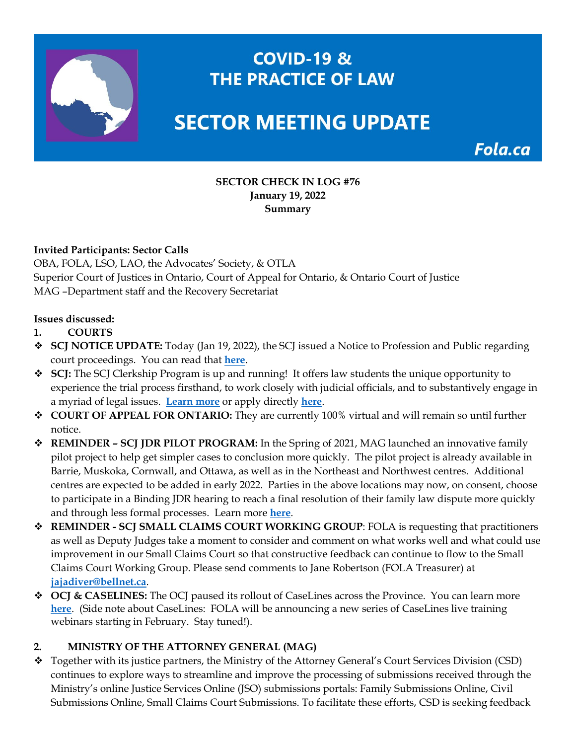# COVID-19 & THE PRACTICE OF LAW

# SECTOR MEETING UPDATE

*Fola.ca*

**SECTOR CHECK IN LOG #76**
**January 19, 2022**
**Summary**

**Invited Participants: Sector Calls**
OBA, FOLA, LSO, LAO, the Advocates' Society, & OTLA
Superior Court of Justices in Ontario, Court of Appeal for Ontario, & Ontario Court of Justice
MAG –Department staff and the Recovery Secretariat

**Issues discussed:**

1. **COURTS**

- **SCJ NOTICE UPDATE:** Today (Jan 19, 2022), the SCJ issued a Notice to Profession and Public regarding court proceedings. You can read that **here**.
- **SCJ:** The SCJ Clerkship Program is up and running! It offers law students the unique opportunity to experience the trial process firsthand, to work closely with judicial officials, and to substantively engage in a myriad of legal issues. **Learn more** or apply directly **here**.
- **COURT OF APPEAL FOR ONTARIO:** They are currently 100% virtual and will remain so until further notice.
- **REMINDER – SCJ JDR PILOT PROGRAM:** In the Spring of 2021, MAG launched an innovative family pilot project to help get simpler cases to conclusion more quickly. The pilot project is already available in Barrie, Muskoka, Cornwall, and Ottawa, as well as in the Northeast and Northwest centres. Additional centres are expected to be added in early 2022. Parties in the above locations may now, on consent, choose to participate in a Binding JDR hearing to reach a final resolution of their family law dispute more quickly and through less formal processes. Learn more **here**.
- **REMINDER - SCJ SMALL CLAIMS COURT WORKING GROUP**: FOLA is requesting that practitioners as well as Deputy Judges take a moment to consider and comment on what works well and what could use improvement in our Small Claims Court so that constructive feedback can continue to flow to the Small Claims Court Working Group. Please send comments to Jane Robertson (FOLA Treasurer) at **jajadiver@bellnet.ca**.
- **OCJ & CASELINES:** The OCJ paused its rollout of CaseLines across the Province. You can learn more **here**. (Side note about CaseLines: FOLA will be announcing a new series of CaseLines live training webinars starting in February. Stay tuned!).

2. **MINISTRY OF THE ATTORNEY GENERAL (MAG)**

- Together with its justice partners, the Ministry of the Attorney General's Court Services Division (CSD) continues to explore ways to streamline and improve the processing of submissions received through the Ministry's online Justice Services Online (JSO) submissions portals: Family Submissions Online, Civil Submissions Online, Small Claims Court Submissions. To facilitate these efforts, CSD is seeking feedback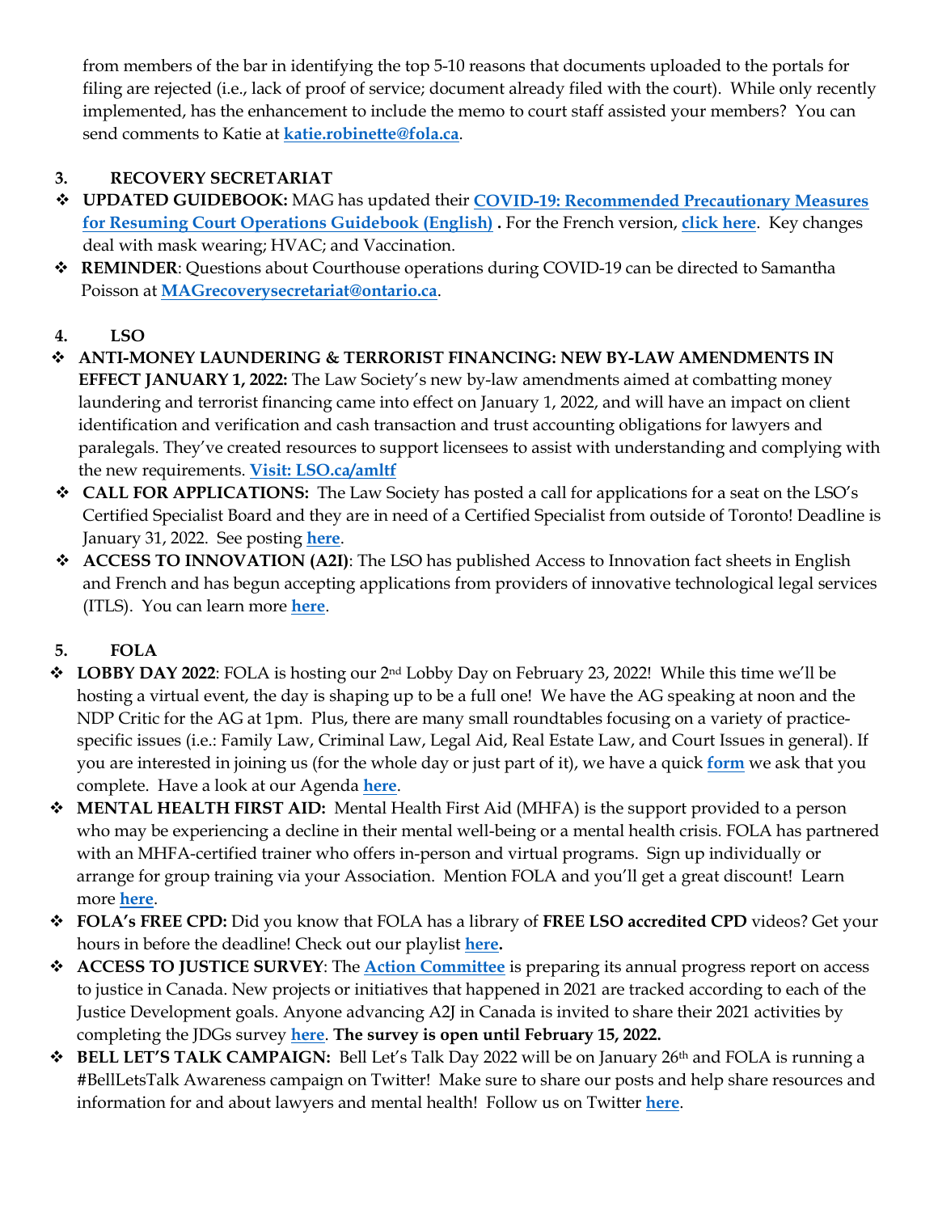from members of the bar in identifying the top 5-10 reasons that documents uploaded to the portals for filing are rejected (i.e., lack of proof of service; document already filed with the court). While only recently implemented, has the enhancement to include the memo to court staff assisted your members? You can send comments to Katie at **katie.robinette@fola.ca**.

## 3. RECOVERY SECRETARIAT

- **UPDATED GUIDEBOOK:** MAG has updated their **COVID-19: Recommended Precautionary Measures for Resuming Court Operations Guidebook (English)** **.** For the French version, **click here**. Key changes deal with mask wearing; HVAC; and Vaccination.
- **REMINDER**: Questions about Courthouse operations during COVID-19 can be directed to Samantha Poisson at **MAGrecoverysecretariat@ontario.ca**.

## 4. LSO

- **ANTI-MONEY LAUNDERING & TERRORIST FINANCING: NEW BY-LAW AMENDMENTS IN EFFECT JANUARY 1, 2022:** The Law Society's new by-law amendments aimed at combatting money laundering and terrorist financing came into effect on January 1, 2022, and will have an impact on client identification and verification and cash transaction and trust accounting obligations for lawyers and paralegals. They've created resources to support licensees to assist with understanding and complying with the new requirements. **Visit: LSO.ca/amltf**
- **CALL FOR APPLICATIONS:** The Law Society has posted a call for applications for a seat on the LSO's Certified Specialist Board and they are in need of a Certified Specialist from outside of Toronto! Deadline is January 31, 2022. See posting **here**.
- **ACCESS TO INNOVATION (A2I)**: The LSO has published Access to Innovation fact sheets in English and French and has begun accepting applications from providers of innovative technological legal services (ITLS). You can learn more **here**.

## 5. FOLA

- **LOBBY DAY 2022**: FOLA is hosting our 2nd Lobby Day on February 23, 2022! While this time we'll be hosting a virtual event, the day is shaping up to be a full one! We have the AG speaking at noon and the NDP Critic for the AG at 1pm. Plus, there are many small roundtables focusing on a variety of practice-specific issues (i.e.: Family Law, Criminal Law, Legal Aid, Real Estate Law, and Court Issues in general). If you are interested in joining us (for the whole day or just part of it), we have a quick **form** we ask that you complete. Have a look at our Agenda **here**.
- **MENTAL HEALTH FIRST AID:** Mental Health First Aid (MHFA) is the support provided to a person who may be experiencing a decline in their mental well-being or a mental health crisis. FOLA has partnered with an MHFA-certified trainer who offers in-person and virtual programs. Sign up individually or arrange for group training via your Association. Mention FOLA and you'll get a great discount! Learn more **here**.
- **FOLA's FREE CPD:** Did you know that FOLA has a library of **FREE LSO accredited CPD** videos? Get your hours in before the deadline! Check out our playlist **here.**
- **ACCESS TO JUSTICE SURVEY**: The **Action Committee** is preparing its annual progress report on access to justice in Canada. New projects or initiatives that happened in 2021 are tracked according to each of the Justice Development goals. Anyone advancing A2J in Canada is invited to share their 2021 activities by completing the JDGs survey **here**. **The survey is open until February 15, 2022.**
- **BELL LET'S TALK CAMPAIGN:** Bell Let's Talk Day 2022 will be on January 26th and FOLA is running a #BellLetsTalk Awareness campaign on Twitter! Make sure to share our posts and help share resources and information for and about lawyers and mental health! Follow us on Twitter **here**.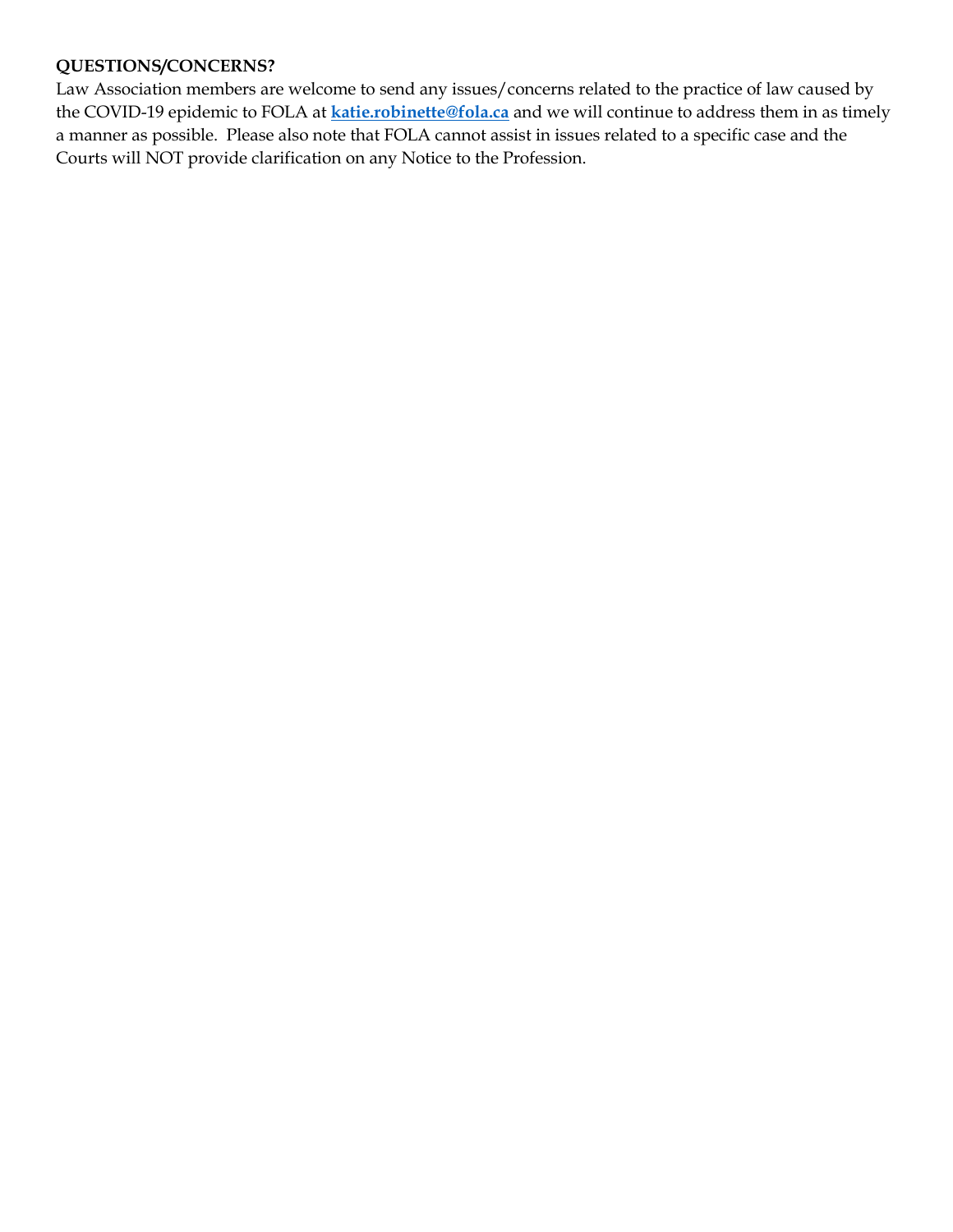**QUESTIONS/CONCERNS?**

Law Association members are welcome to send any issues/concerns related to the practice of law caused by the COVID-19 epidemic to FOLA at **katie.robinette@fola.ca** and we will continue to address them in as timely a manner as possible. Please also note that FOLA cannot assist in issues related to a specific case and the Courts will NOT provide clarification on any Notice to the Profession.